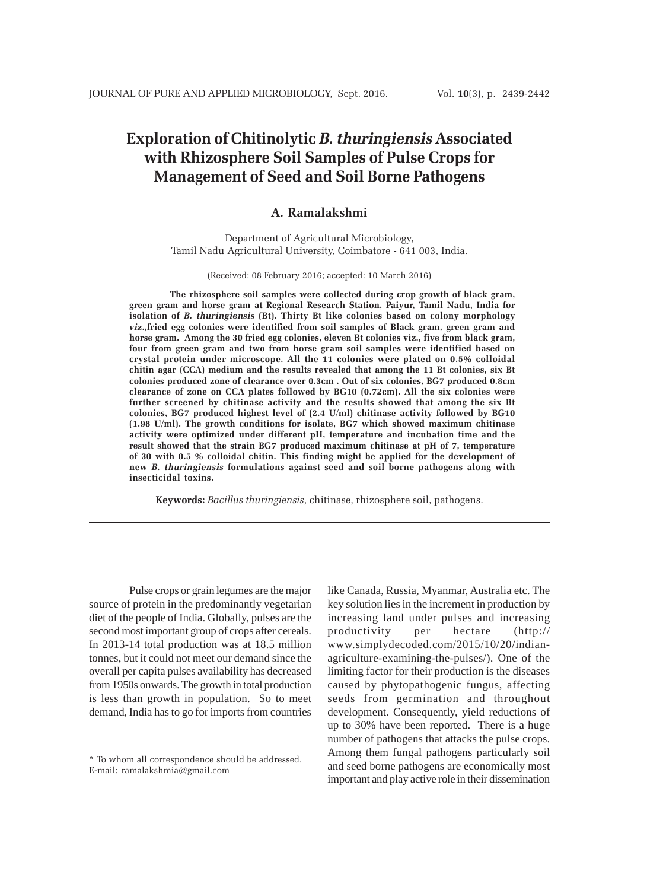# Exploration of Chitinolytic *B. thuringiensis* Associated with Rhizosphere Soil Samples of Pulse Crops for Management of Seed and Soil Borne Pathogens

**A. Ramalakshmi**

Department of Agricultural Microbiology,
Tamil Nadu Agricultural University, Coimbatore - 641 003, India.

(Received: 08 February 2016; accepted: 10 March 2016)

**The rhizosphere soil samples were collected during crop growth of black gram, green gram and horse gram at Regional Research Station, Paiyur, Tamil Nadu, India for isolation of *B. thuringiensis* (Bt). Thirty Bt like colonies based on colony morphology *viz.*,fried egg colonies were identified from soil samples of Black gram, green gram and horse gram. Among the 30 fried egg colonies, eleven Bt colonies viz., five from black gram, four from green gram and two from horse gram soil samples were identified based on crystal protein under microscope. All the 11 colonies were plated on 0.5% colloidal chitin agar (CCA) medium and the results revealed that among the 11 Bt colonies, six Bt colonies produced zone of clearance over 0.3cm . Out of six colonies, BG7 produced 0.8cm clearance of zone on CCA plates followed by BG10 (0.72cm). All the six colonies were further screened by chitinase activity and the results showed that among the six Bt colonies, BG7 produced highest level of (2.4 U/ml) chitinase activity followed by BG10 (1.98 U/ml). The growth conditions for isolate, BG7 which showed maximum chitinase activity were optimized under different pH, temperature and incubation time and the result showed that the strain BG7 produced maximum chitinase at pH of 7, temperature of 30 with 0.5 % colloidal chitin. This finding might be applied for the development of new *B. thuringiensis* formulations against seed and soil borne pathogens along with insecticidal toxins.**

**Keywords:** *Bacillus thuringiensis*, chitinase, rhizosphere soil, pathogens.

---

Pulse crops or grain legumes are the major source of protein in the predominantly vegetarian diet of the people of India. Globally, pulses are the second most important group of crops after cereals. In 2013-14 total production was at 18.5 million tonnes, but it could not meet our demand since the overall per capita pulses availability has decreased from 1950s onwards. The growth in total production is less than growth in population. So to meet demand, India has to go for imports from countries like Canada, Russia, Myanmar, Australia etc. The key solution lies in the increment in production by increasing land under pulses and increasing productivity per hectare (http://www.simplydecoded.com/2015/10/20/indian-agriculture-examining-the-pulses/). One of the limiting factor for their production is the diseases caused by phytopathogenic fungus, affecting seeds from germination and throughout development. Consequently, yield reductions of up to 30% have been reported. There is a huge number of pathogens that attacks the pulse crops. Among them fungal pathogens particularly soil and seed borne pathogens are economically most important and play active role in their dissemination

---

* To whom all correspondence should be addressed.
E-mail: ramalakshmia@gmail.com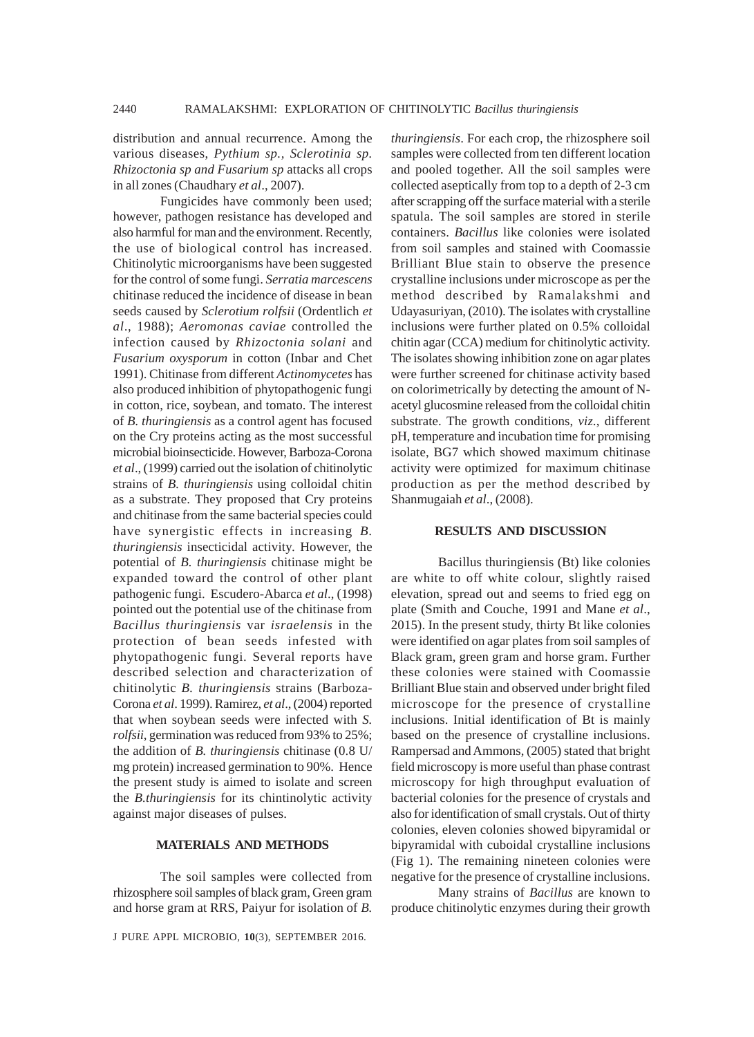distribution and annual recurrence. Among the various diseases, *Pythium sp., Sclerotinia sp. Rhizoctonia sp and Fusarium sp* attacks all crops in all zones (Chaudhary *et al*., 2007).

Fungicides have commonly been used; however, pathogen resistance has developed and also harmful for man and the environment. Recently, the use of biological control has increased. Chitinolytic microorganisms have been suggested for the control of some fungi. *Serratia marcescens* chitinase reduced the incidence of disease in bean seeds caused by *Sclerotium rolfsii* (Ordentlich *et al*., 1988); *Aeromonas caviae* controlled the infection caused by *Rhizoctonia solani* and *Fusarium oxysporum* in cotton (Inbar and Chet 1991). Chitinase from different *Actinomycetes* has also produced inhibition of phytopathogenic fungi in cotton, rice, soybean, and tomato. The interest of *B. thuringiensis* as a control agent has focused on the Cry proteins acting as the most successful microbial bioinsecticide. However, Barboza-Corona *et al*., (1999) carried out the isolation of chitinolytic strains of *B. thuringiensis* using colloidal chitin as a substrate. They proposed that Cry proteins and chitinase from the same bacterial species could have synergistic effects in increasing *B. thuringiensis* insecticidal activity. However, the potential of *B. thuringiensis* chitinase might be expanded toward the control of other plant pathogenic fungi. Escudero-Abarca *et al*., (1998) pointed out the potential use of the chitinase from *Bacillus thuringiensis* var *israelensis* in the protection of bean seeds infested with phytopathogenic fungi. Several reports have described selection and characterization of chitinolytic *B. thuringiensis* strains (Barboza-Corona *et al*. 1999). Ramirez, *et al*., (2004) reported that when soybean seeds were infected with *S. rolfsii*, germination was reduced from 93% to 25%; the addition of *B. thuringiensis* chitinase (0.8 U/mg protein) increased germination to 90%. Hence the present study is aimed to isolate and screen the *B.thuringiensis* for its chintinolytic activity against major diseases of pulses.

## MATERIALS AND METHODS

The soil samples were collected from rhizosphere soil samples of black gram, Green gram and horse gram at RRS, Paiyur for isolation of *B. thuringiensis*. For each crop, the rhizosphere soil samples were collected from ten different location and pooled together. All the soil samples were collected aseptically from top to a depth of 2-3 cm after scrapping off the surface material with a sterile spatula. The soil samples are stored in sterile containers. *Bacillus* like colonies were isolated from soil samples and stained with Coomassie Brilliant Blue stain to observe the presence crystalline inclusions under microscope as per the method described by Ramalakshmi and Udayasuriyan, (2010). The isolates with crystalline inclusions were further plated on 0.5% colloidal chitin agar (CCA) medium for chitinolytic activity. The isolates showing inhibition zone on agar plates were further screened for chitinase activity based on colorimetrically by detecting the amount of N-acetyl glucosmine released from the colloidal chitin substrate. The growth conditions, *viz*., different pH, temperature and incubation time for promising isolate, BG7 which showed maximum chitinase activity were optimized for maximum chitinase production as per the method described by Shanmugaiah *et al*., (2008).

## RESULTS AND DISCUSSION

Bacillus thuringiensis (Bt) like colonies are white to off white colour, slightly raised elevation, spread out and seems to fried egg on plate (Smith and Couche, 1991 and Mane *et al*., 2015). In the present study, thirty Bt like colonies were identified on agar plates from soil samples of Black gram, green gram and horse gram. Further these colonies were stained with Coomassie Brilliant Blue stain and observed under bright filed microscope for the presence of crystalline inclusions. Initial identification of Bt is mainly based on the presence of crystalline inclusions. Rampersad and Ammons, (2005) stated that bright field microscopy is more useful than phase contrast microscopy for high throughput evaluation of bacterial colonies for the presence of crystals and also for identification of small crystals. Out of thirty colonies, eleven colonies showed bipyramidal or bipyramidal with cuboidal crystalline inclusions (Fig 1). The remaining nineteen colonies were negative for the presence of crystalline inclusions.

Many strains of *Bacillus* are known to produce chitinolytic enzymes during their growth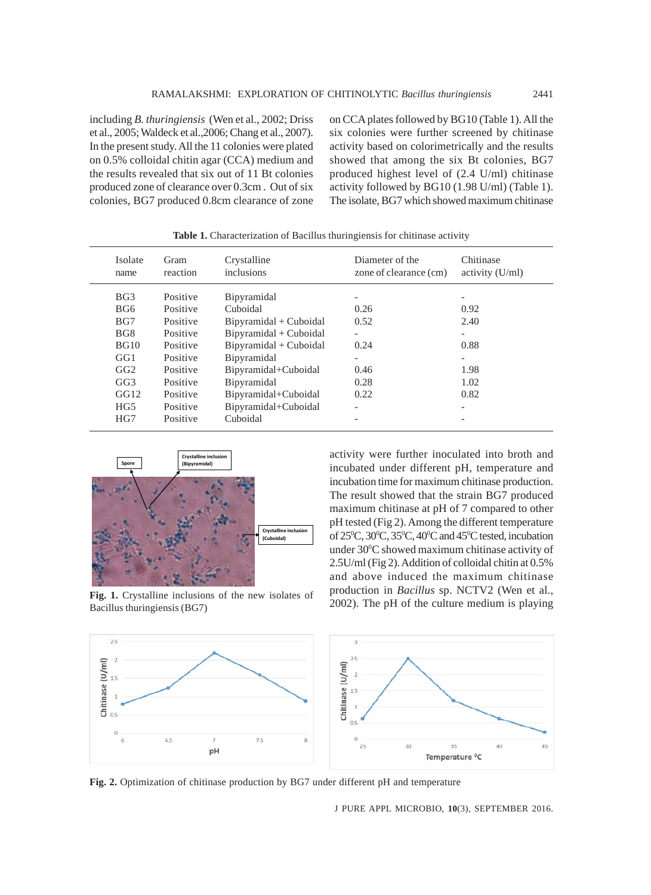including *B. thuringiensis* (Wen et al., 2002; Driss et al., 2005; Waldeck et al.,2006; Chang et al., 2007). In the present study. All the 11 colonies were plated on 0.5% colloidal chitin agar (CCA) medium and the results revealed that six out of 11 Bt colonies produced zone of clearance over 0.3cm . Out of six colonies, BG7 produced 0.8cm clearance of zone on CCA plates followed by BG10 (Table 1). All the six colonies were further screened by chitinase activity based on colorimetrically and the results showed that among the six Bt colonies, BG7 produced highest level of (2.4 U/ml) chitinase activity followed by BG10 (1.98 U/ml) (Table 1). The isolate, BG7 which showed maximum chitinase activity were further inoculated into broth and incubated under different pH, temperature and incubation time for maximum chitinase production. The result showed that the strain BG7 produced maximum chitinase at pH of 7 compared to other pH tested (Fig 2). Among the different temperature of 25°C, 30°C, 35°C, 40°C and 45°C tested, incubation under 30°C showed maximum chitinase activity of 2.5U/ml (Fig 2). Addition of colloidal chitin at 0.5% and above induced the maximum chitinase production in *Bacillus* sp. NCTV2 (Wen et al., 2002). The pH of the culture medium is playing

**Table 1.** Characterization of Bacillus thuringiensis for chitinase activity

| Isolate name | Gram reaction | Crystalline inclusions | Diameter of the zone of clearance (cm) | Chitinase activity (U/ml) |
|---|---|---|---|---|
| BG3 | Positive | Bipyramidal | - | - |
| BG6 | Positive | Cuboidal | 0.26 | 0.92 |
| BG7 | Positive | Bipyramidal + Cuboidal | 0.52 | 2.40 |
| BG8 | Positive | Bipyramidal + Cuboidal | - | - |
| BG10 | Positive | Bipyramidal + Cuboidal | 0.24 | 0.88 |
| GG1 | Positive | Bipyramidal | - | - |
| GG2 | Positive | Bipyramidal+Cuboidal | 0.46 | 1.98 |
| GG3 | Positive | Bipyramidal | 0.28 | 1.02 |
| GG12 | Positive | Bipyramidal+Cuboidal | 0.22 | 0.82 |
| HG5 | Positive | Bipyramidal+Cuboidal | - | - |
| HG7 | Positive | Cuboidal | - | - |

**Fig. 1.** Crystalline inclusions of the new isolates of Bacillus thuringiensis (BG7)

**Fig. 2.** Optimization of chitinase production by BG7 under different pH and temperature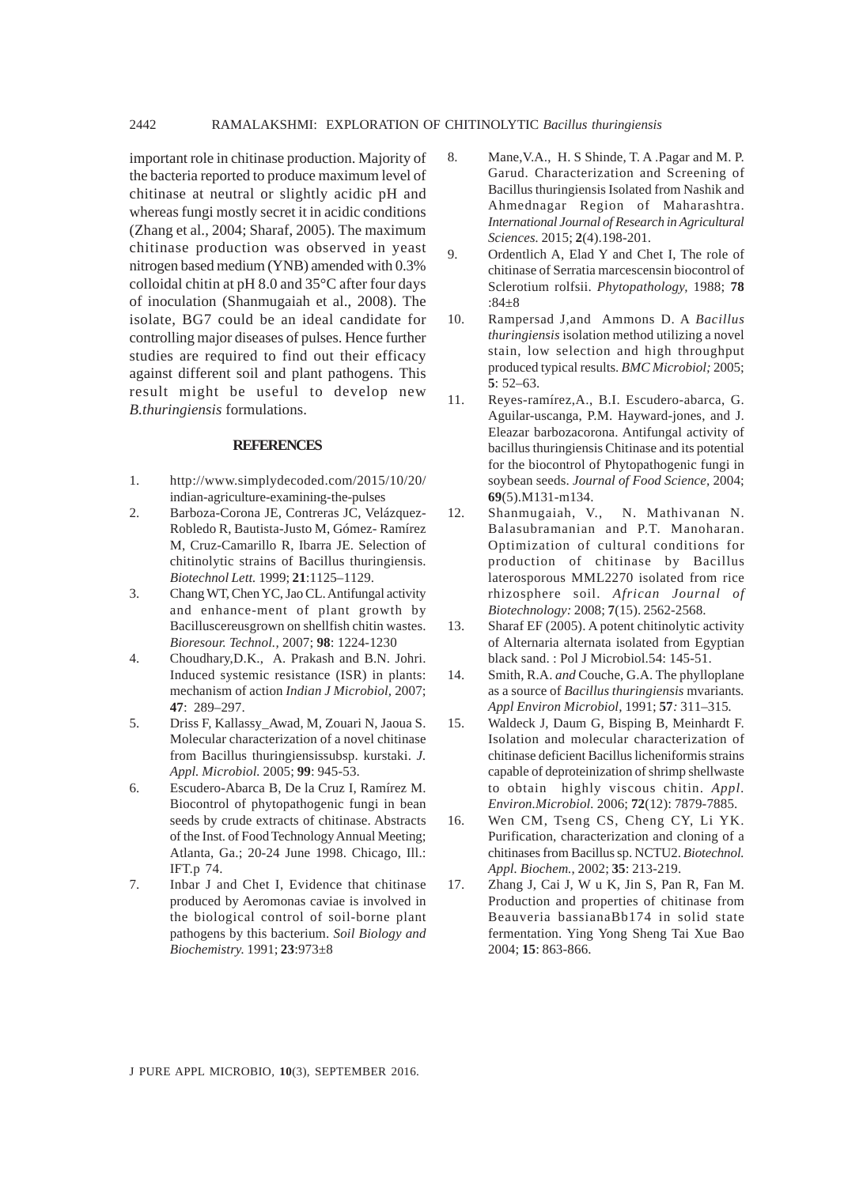important role in chitinase production. Majority of the bacteria reported to produce maximum level of chitinase at neutral or slightly acidic pH and whereas fungi mostly secret it in acidic conditions (Zhang et al., 2004; Sharaf, 2005). The maximum chitinase production was observed in yeast nitrogen based medium (YNB) amended with 0.3% colloidal chitin at pH 8.0 and 35°C after four days of inoculation (Shanmugaiah et al., 2008). The isolate, BG7 could be an ideal candidate for controlling major diseases of pulses. Hence further studies are required to find out their efficacy against different soil and plant pathogens. This result might be useful to develop new *B.thuringiensis* formulations.

## REFERENCES

1. http://www.simplydecoded.com/2015/10/20/indian-agriculture-examining-the-pulses
2. Barboza-Corona JE, Contreras JC, Velázquez-Robledo R, Bautista-Justo M, Gómez- Ramírez M, Cruz-Camarillo R, Ibarra JE. Selection of chitinolytic strains of Bacillus thuringiensis. *Biotechnol Lett.* 1999; **21**:1125–1129.
3. Chang WT, Chen YC, Jao CL. Antifungal activity and enhance-ment of plant growth by Bacilluscereusgrown on shellfish chitin wastes. *Bioresour. Technol.,* 2007; **98**: 1224-1230
4. Choudhary,D.K., A. Prakash and B.N. Johri. Induced systemic resistance (ISR) in plants: mechanism of action *Indian J Microbiol,* 2007; **47**: 289–297.
5. Driss F, Kallassy_Awad, M, Zouari N, Jaoua S. Molecular characterization of a novel chitinase from Bacillus thuringiensissubsp. kurstaki. *J. Appl. Microbiol.* 2005; **99**: 945-53.
6. Escudero-Abarca B, De la Cruz I, Ramírez M. Biocontrol of phytopathogenic fungi in bean seeds by crude extracts of chitinase. Abstracts of the Inst. of Food Technology Annual Meeting; Atlanta, Ga.; 20-24 June 1998. Chicago, Ill.: IFT.p 74.
7. Inbar J and Chet I, Evidence that chitinase produced by Aeromonas caviae is involved in the biological control of soil-borne plant pathogens by this bacterium. *Soil Biology and Biochemistry.* 1991; **23**:973±8
8. Mane,V.A., H. S Shinde, T. A .Pagar and M. P. Garud. Characterization and Screening of Bacillus thuringiensis Isolated from Nashik and Ahmednagar Region of Maharashtra. *International Journal of Research in Agricultural Sciences.* 2015; **2**(4).198-201.
9. Ordentlich A, Elad Y and Chet I, The role of chitinase of Serratia marcescensin biocontrol of Sclerotium rolfsii. *Phytopathology,* 1988; **78** :84±8
10. Rampersad J,and Ammons D. A *Bacillus thuringiensis* isolation method utilizing a novel stain, low selection and high throughput produced typical results. *BMC Microbiol;* 2005; **5**: 52–63.
11. Reyes-ramírez,A., B.I. Escudero-abarca, G. Aguilar-uscanga, P.M. Hayward-jones, and J. Eleazar barbozacorona. Antifungal activity of bacillus thuringiensis Chitinase and its potential for the biocontrol of Phytopathogenic fungi in soybean seeds. *Journal of Food Science,* 2004; **69**(5).M131-m134.
12. Shanmugaiah, V., N. Mathivanan N. Balasubramanian and P.T. Manoharan. Optimization of cultural conditions for production of chitinase by Bacillus laterosporous MML2270 isolated from rice rhizosphere soil. *African Journal of Biotechnology:* 2008; **7**(15). 2562-2568.
13. Sharaf EF (2005). A potent chitinolytic activity of Alternaria alternata isolated from Egyptian black sand. : Pol J Microbiol.54: 145-51.
14. Smith, R.A. *and* Couche, G.A. The phylloplane as a source of *Bacillus thuringiensis* mvariants. *Appl Environ Microbiol,* 1991; **57***:* 311–315*.*
15. Waldeck J, Daum G, Bisping B, Meinhardt F. Isolation and molecular characterization of chitinase deficient Bacillus licheniformis strains capable of deproteinization of shrimp shellwaste to obtain highly viscous chitin. *Appl. Environ.Microbiol.* 2006; **72**(12): 7879-7885.
16. Wen CM, Tseng CS, Cheng CY, Li YK. Purification, characterization and cloning of a chitinases from Bacillus sp. NCTU2. *Biotechnol. Appl. Biochem.,* 2002; **35**: 213-219.
17. Zhang J, Cai J, W u K, Jin S, Pan R, Fan M. Production and properties of chitinase from Beauveria bassianaBb174 in solid state fermentation. Ying Yong Sheng Tai Xue Bao 2004; **15**: 863-866.